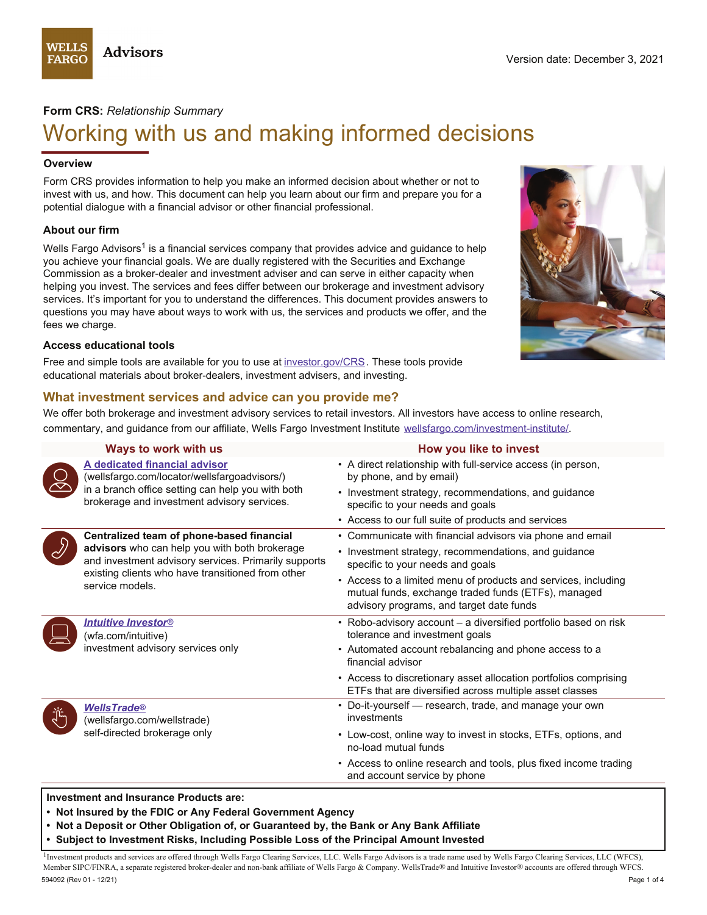Wells Fargo Advisors

Version date: December 3, 2021

**Form CRS:** *Relationship Summary*

# Working with us and making informed decisions

### Overview

Form CRS provides information to help you make an informed decision about whether or not to invest with us, and how. This document can help you learn about our firm and prepare you for a potential dialogue with a financial advisor or other financial professional.

### About our firm

Wells Fargo Advisors[1] is a financial services company that provides advice and guidance to help you achieve your financial goals. We are dually registered with the Securities and Exchange Commission as a broker-dealer and investment adviser and can serve in either capacity when helping you invest. The services and fees differ between our brokerage and investment advisory services. It's important for you to understand the differences. This document provides answers to questions you may have about ways to work with us, the services and products we offer, and the fees we charge.

### Access educational tools

Free and simple tools are available for you to use at investor.gov/CRS. These tools provide educational materials about broker-dealers, investment advisers, and investing.

## What investment services and advice can you provide me?

We offer both brokerage and investment advisory services to retail investors. All investors have access to online research, commentary, and guidance from our affiliate, Wells Fargo Investment Institute wellsfargo.com/investment-institute/.

| Ways to work with us | How you like to invest |
|---|---|
| **A dedicated financial advisor** (wellsfargo.com/locator/wellsfargoadvisors/) in a branch office setting can help you with both brokerage and investment advisory services. | • A direct relationship with full-service access (in person, by phone, and by email)<br>• Investment strategy, recommendations, and guidance specific to your needs and goals<br>• Access to our full suite of products and services |
| **Centralized team of phone-based financial advisors** who can help you with both brokerage and investment advisory services. Primarily supports existing clients who have transitioned from other service models. | • Communicate with financial advisors via phone and email<br>• Investment strategy, recommendations, and guidance specific to your needs and goals<br>• Access to a limited menu of products and services, including mutual funds, exchange traded funds (ETFs), managed advisory programs, and target date funds |
| ***Intuitive Investor®*** (wfa.com/intuitive) investment advisory services only | • Robo-advisory account – a diversified portfolio based on risk tolerance and investment goals<br>• Automated account rebalancing and phone access to a financial advisor<br>• Access to discretionary asset allocation portfolios comprising ETFs that are diversified across multiple asset classes |
| ***WellsTrade®*** (wellsfargo.com/wellstrade) self-directed brokerage only | • Do-it-yourself — research, trade, and manage your own investments<br>• Low-cost, online way to invest in stocks, ETFs, options, and no-load mutual funds<br>• Access to online research and tools, plus fixed income trading and account service by phone |

**Investment and Insurance Products are:**
- **Not Insured by the FDIC or Any Federal Government Agency**
- **Not a Deposit or Other Obligation of, or Guaranteed by, the Bank or Any Bank Affiliate**
- **Subject to Investment Risks, Including Possible Loss of the Principal Amount Invested**

[1]Investment products and services are offered through Wells Fargo Clearing Services, LLC. Wells Fargo Advisors is a trade name used by Wells Fargo Clearing Services, LLC (WFCS), Member SIPC/FINRA, a separate registered broker-dealer and non-bank affiliate of Wells Fargo & Company. WellsTrade® and Intuitive Investor® accounts are offered through WFCS.

594092 (Rev 01 - 12/21)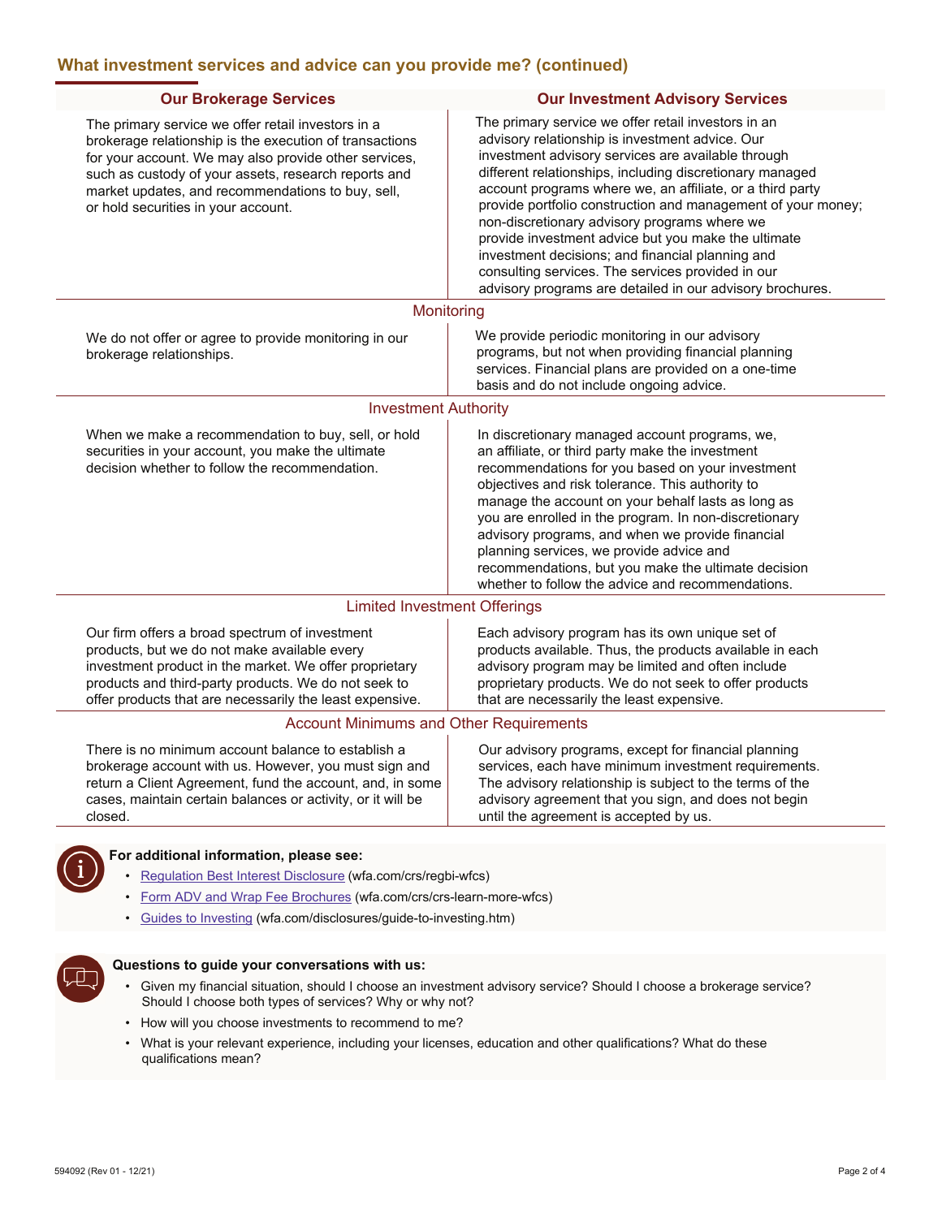## What investment services and advice can you provide me? (continued)

| Our Brokerage Services | Our Investment Advisory Services |
|---|---|
| The primary service we offer retail investors in a brokerage relationship is the execution of transactions for your account. We may also provide other services, such as custody of your assets, research reports and market updates, and recommendations to buy, sell, or hold securities in your account. | The primary service we offer retail investors in an advisory relationship is investment advice. Our investment advisory services are available through different relationships, including discretionary managed account programs where we, an affiliate, or a third party provide portfolio construction and management of your money; non-discretionary advisory programs where we provide investment advice but you make the ultimate investment decisions; and financial planning and consulting services. The services provided in our advisory programs are detailed in our advisory brochures. |
| **Monitoring** | |
| We do not offer or agree to provide monitoring in our brokerage relationships. | We provide periodic monitoring in our advisory programs, but not when providing financial planning services. Financial plans are provided on a one-time basis and do not include ongoing advice. |
| **Investment Authority** | |
| When we make a recommendation to buy, sell, or hold securities in your account, you make the ultimate decision whether to follow the recommendation. | In discretionary managed account programs, we, an affiliate, or third party make the investment recommendations for you based on your investment objectives and risk tolerance. This authority to manage the account on your behalf lasts as long as you are enrolled in the program. In non-discretionary advisory programs, and when we provide financial planning services, we provide advice and recommendations, but you make the ultimate decision whether to follow the advice and recommendations. |
| **Limited Investment Offerings** | |
| Our firm offers a broad spectrum of investment products, but we do not make available every investment product in the market. We offer proprietary products and third-party products. We do not seek to offer products that are necessarily the least expensive. | Each advisory program has its own unique set of products available. Thus, the products available in each advisory program may be limited and often include proprietary products. We do not seek to offer products that are necessarily the least expensive. |
| **Account Minimums and Other Requirements** | |
| There is no minimum account balance to establish a brokerage account with us. However, you must sign and return a Client Agreement, fund the account, and, in some cases, maintain certain balances or activity, or it will be closed. | Our advisory programs, except for financial planning services, each have minimum investment requirements. The advisory relationship is subject to the terms of the advisory agreement that you sign, and does not begin until the agreement is accepted by us. |

**For additional information, please see:**

- Regulation Best Interest Disclosure (wfa.com/crs/regbi-wfcs)
- Form ADV and Wrap Fee Brochures (wfa.com/crs/crs-learn-more-wfcs)
- Guides to Investing (wfa.com/disclosures/guide-to-investing.htm)

**Questions to guide your conversations with us:**

- Given my financial situation, should I choose an investment advisory service? Should I choose a brokerage service? Should I choose both types of services? Why or why not?
- How will you choose investments to recommend to me?
- What is your relevant experience, including your licenses, education and other qualifications? What do these qualifications mean?

594092 (Rev 01 - 12/21)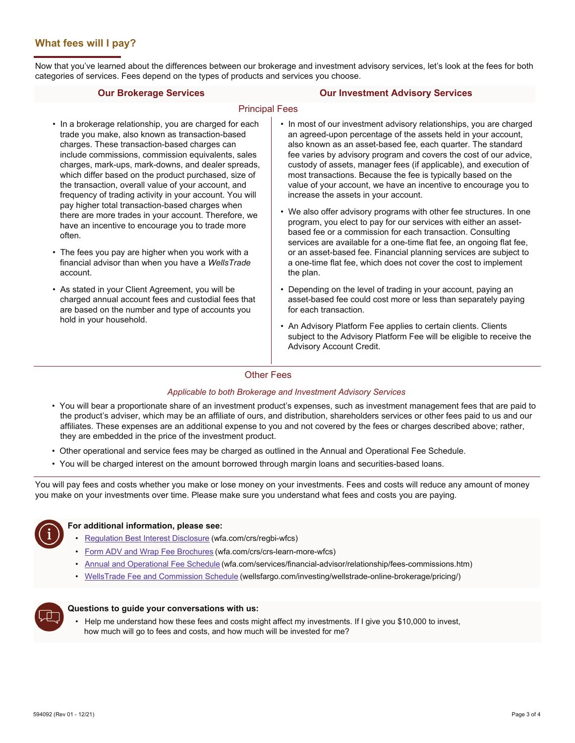## What fees will I pay?

Now that you've learned about the differences between our brokerage and investment advisory services, let's look at the fees for both categories of services. Fees depend on the types of products and services you choose.

### Principal Fees

#### Our Brokerage Services

- In a brokerage relationship, you are charged for each trade you make, also known as transaction-based charges. These transaction-based charges can include commissions, commission equivalents, sales charges, mark-ups, mark-downs, and dealer spreads, which differ based on the product purchased, size of the transaction, overall value of your account, and frequency of trading activity in your account. You will pay higher total transaction-based charges when there are more trades in your account. Therefore, we have an incentive to encourage you to trade more often.
- The fees you pay are higher when you work with a financial advisor than when you have a *WellsTrade* account.
- As stated in your Client Agreement, you will be charged annual account fees and custodial fees that are based on the number and type of accounts you hold in your household.

#### Our Investment Advisory Services

- In most of our investment advisory relationships, you are charged an agreed-upon percentage of the assets held in your account, also known as an asset-based fee, each quarter. The standard fee varies by advisory program and covers the cost of our advice, custody of assets, manager fees (if applicable), and execution of most transactions. Because the fee is typically based on the value of your account, we have an incentive to encourage you to increase the assets in your account.
- We also offer advisory programs with other fee structures. In one program, you elect to pay for our services with either an asset-based fee or a commission for each transaction. Consulting services are available for a one-time flat fee, an ongoing flat fee, or an asset-based fee. Financial planning services are subject to a one-time flat fee, which does not cover the cost to implement the plan.
- Depending on the level of trading in your account, paying an asset-based fee could cost more or less than separately paying for each transaction.
- An Advisory Platform Fee applies to certain clients. Clients subject to the Advisory Platform Fee will be eligible to receive the Advisory Account Credit.

### Other Fees

*Applicable to both Brokerage and Investment Advisory Services*

- You will bear a proportionate share of an investment product's expenses, such as investment management fees that are paid to the product's adviser, which may be an affiliate of ours, and distribution, shareholders services or other fees paid to us and our affiliates. These expenses are an additional expense to you and not covered by the fees or charges described above; rather, they are embedded in the price of the investment product.
- Other operational and service fees may be charged as outlined in the Annual and Operational Fee Schedule.
- You will be charged interest on the amount borrowed through margin loans and securities-based loans.

You will pay fees and costs whether you make or lose money on your investments. Fees and costs will reduce any amount of money you make on your investments over time. Please make sure you understand what fees and costs you are paying.

**For additional information, please see:**

- Regulation Best Interest Disclosure (wfa.com/crs/regbi-wfcs)
- Form ADV and Wrap Fee Brochures (wfa.com/crs/crs-learn-more-wfcs)
- Annual and Operational Fee Schedule (wfa.com/services/financial-advisor/relationship/fees-commissions.htm)
- WellsTrade Fee and Commission Schedule (wellsfargo.com/investing/wellstrade-online-brokerage/pricing/)

**Questions to guide your conversations with us:**

- Help me understand how these fees and costs might affect my investments. If I give you $10,000 to invest, how much will go to fees and costs, and how much will be invested for me?

594092 (Rev 01 - 12/21)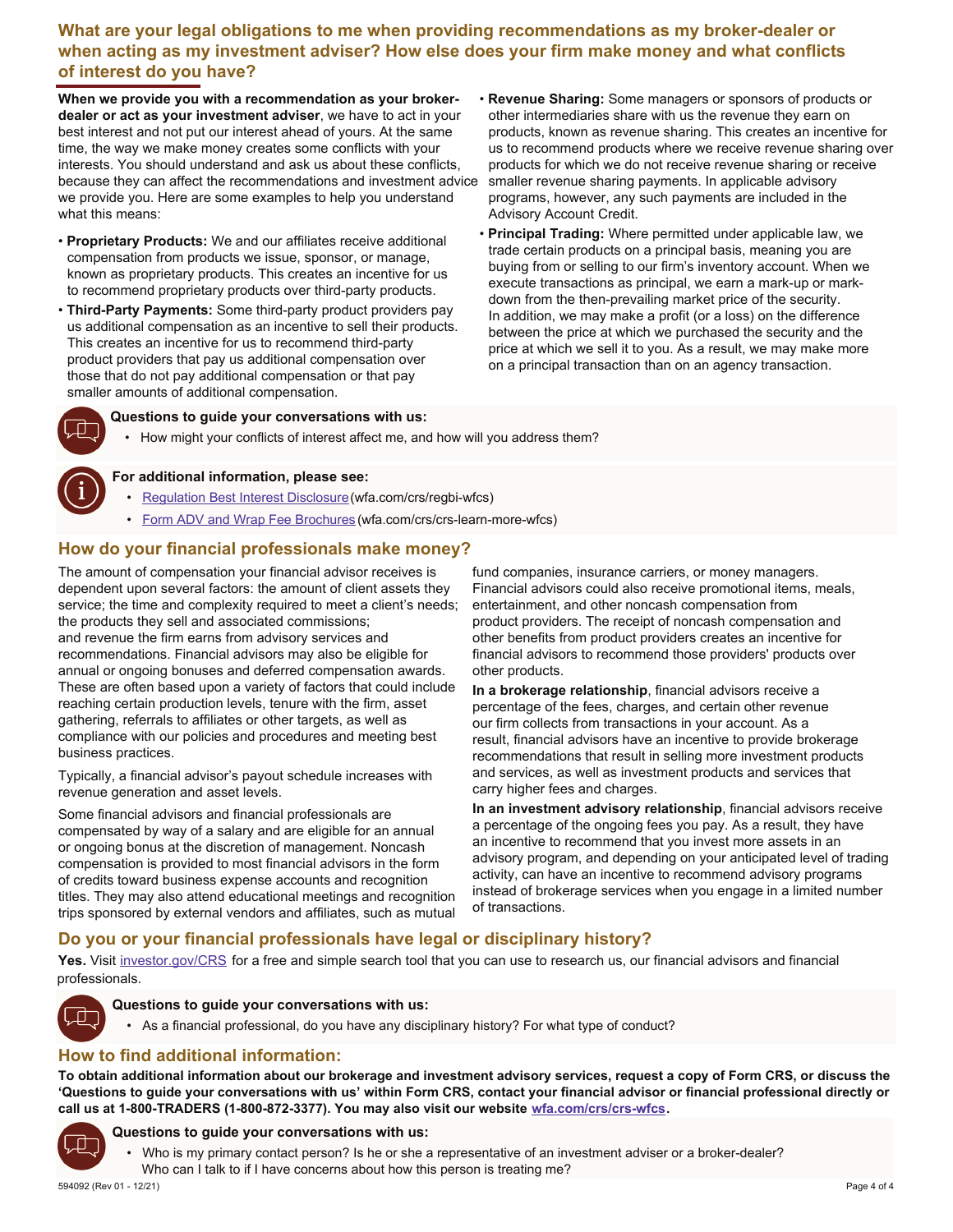## What are your legal obligations to me when providing recommendations as my broker-dealer or when acting as my investment adviser? How else does your firm make money and what conflicts of interest do you have?

**When we provide you with a recommendation as your broker-dealer or act as your investment adviser**, we have to act in your best interest and not put our interest ahead of yours. At the same time, the way we make money creates some conflicts with your interests. You should understand and ask us about these conflicts, because they can affect the recommendations and investment advice we provide you. Here are some examples to help you understand what this means:

- **Proprietary Products:** We and our affiliates receive additional compensation from products we issue, sponsor, or manage, known as proprietary products. This creates an incentive for us to recommend proprietary products over third-party products.
- **Third-Party Payments:** Some third-party product providers pay us additional compensation as an incentive to sell their products. This creates an incentive for us to recommend third-party product providers that pay us additional compensation over those that do not pay additional compensation or that pay smaller amounts of additional compensation.
- **Revenue Sharing:** Some managers or sponsors of products or other intermediaries share with us the revenue they earn on products, known as revenue sharing. This creates an incentive for us to recommend products where we receive revenue sharing over products for which we do not receive revenue sharing or receive smaller revenue sharing payments. In applicable advisory programs, however, any such payments are included in the Advisory Account Credit.
- **Principal Trading:** Where permitted under applicable law, we trade certain products on a principal basis, meaning you are buying from or selling to our firm's inventory account. When we execute transactions as principal, we earn a mark-up or mark-down from the then-prevailing market price of the security. In addition, we may make a profit (or a loss) on the difference between the price at which we purchased the security and the price at which we sell it to you. As a result, we may make more on a principal transaction than on an agency transaction.

**Questions to guide your conversations with us:**

- How might your conflicts of interest affect me, and how will you address them?

**For additional information, please see:**

- Regulation Best Interest Disclosure (wfa.com/crs/regbi-wfcs)
- Form ADV and Wrap Fee Brochures (wfa.com/crs/crs-learn-more-wfcs)

## How do your financial professionals make money?

The amount of compensation your financial advisor receives is dependent upon several factors: the amount of client assets they service; the time and complexity required to meet a client's needs; the products they sell and associated commissions; and revenue the firm earns from advisory services and recommendations. Financial advisors may also be eligible for annual or ongoing bonuses and deferred compensation awards. These are often based upon a variety of factors that could include reaching certain production levels, tenure with the firm, asset gathering, referrals to affiliates or other targets, as well as compliance with our policies and procedures and meeting best business practices.

Typically, a financial advisor's payout schedule increases with revenue generation and asset levels.

Some financial advisors and financial professionals are compensated by way of a salary and are eligible for an annual or ongoing bonus at the discretion of management. Noncash compensation is provided to most financial advisors in the form of credits toward business expense accounts and recognition titles. They may also attend educational meetings and recognition trips sponsored by external vendors and affiliates, such as mutual fund companies, insurance carriers, or money managers. Financial advisors could also receive promotional items, meals, entertainment, and other noncash compensation from product providers. The receipt of noncash compensation and other benefits from product providers creates an incentive for financial advisors to recommend those providers' products over other products.

**In a brokerage relationship**, financial advisors receive a percentage of the fees, charges, and certain other revenue our firm collects from transactions in your account. As a result, financial advisors have an incentive to provide brokerage recommendations that result in selling more investment products and services, as well as investment products and services that carry higher fees and charges.

**In an investment advisory relationship**, financial advisors receive a percentage of the ongoing fees you pay. As a result, they have an incentive to recommend that you invest more assets in an advisory program, and depending on your anticipated level of trading activity, can have an incentive to recommend advisory programs instead of brokerage services when you engage in a limited number of transactions.

## Do you or your financial professionals have legal or disciplinary history?

**Yes.** Visit investor.gov/CRS for a free and simple search tool that you can use to research us, our financial advisors and financial professionals.

**Questions to guide your conversations with us:**

- As a financial professional, do you have any disciplinary history? For what type of conduct?

## How to find additional information:

**To obtain additional information about our brokerage and investment advisory services, request a copy of Form CRS, or discuss the 'Questions to guide your conversations with us' within Form CRS, contact your financial advisor or financial professional directly or call us at 1-800-TRADERS (1-800-872-3377). You may also visit our website wfa.com/crs/crs-wfcs.**

**Questions to guide your conversations with us:**

- Who is my primary contact person? Is he or she a representative of an investment adviser or a broker-dealer? Who can I talk to if I have concerns about how this person is treating me?

594092 (Rev 01 - 12/21)